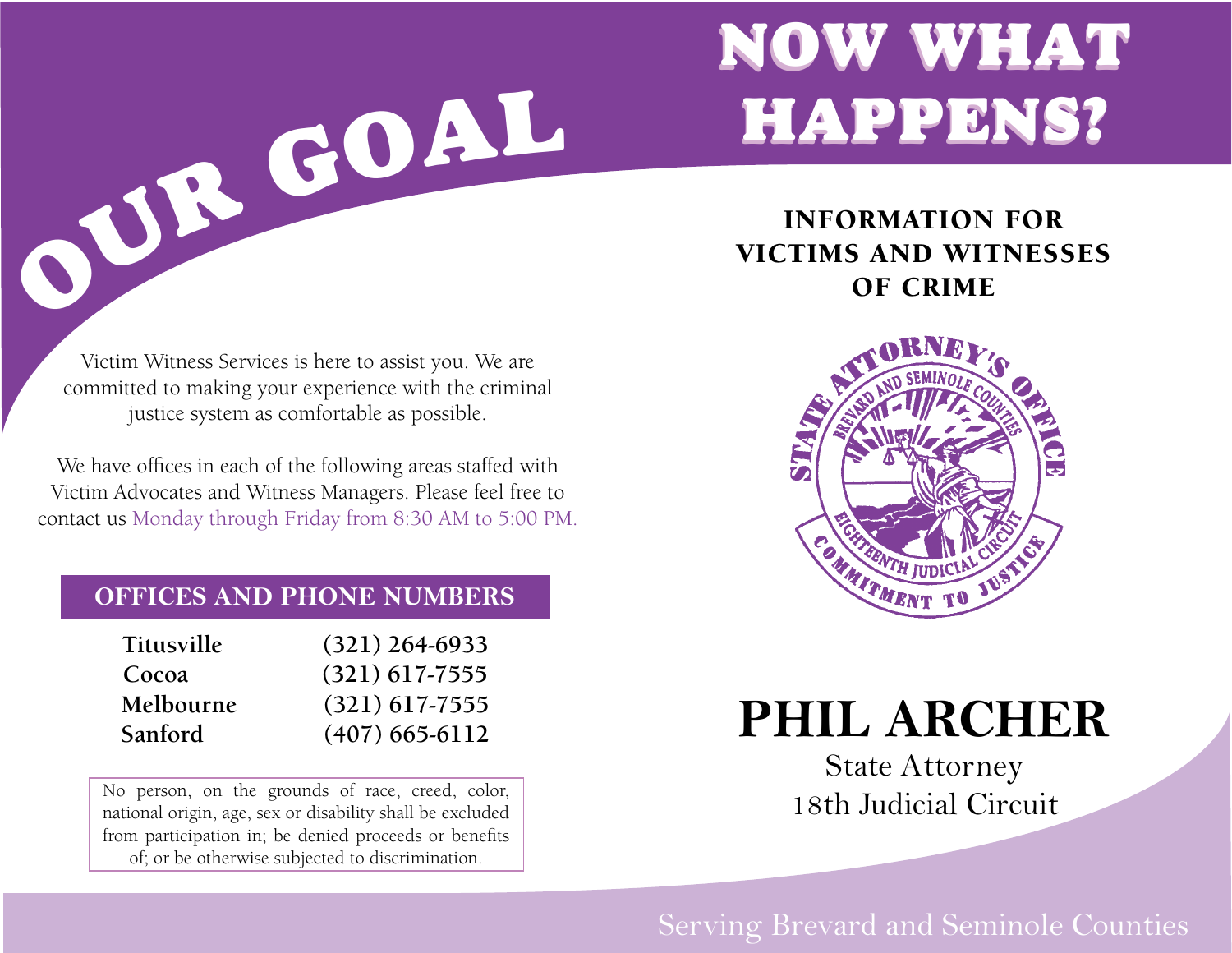# OUR GOAL

Victim Witness Services is here to assist you. We are committed to making your experience with the criminal justice system as comfortable as possible.

We have offices in each of the following areas staffed with Victim Advocates and Witness Managers. Please feel free to contact us Monday through Friday from 8:30 AM to 5:00 PM.

## OFFICES AND PHONE NUMBERS

| Office | Phone |
|---|---|
| **Titusville** | **(321) 264-6933** |
| **Cocoa** | **(321) 617-7555** |
| **Melbourne** | **(321) 617-7555** |
| **Sanford** | **(407) 665-6112** |

No person, on the grounds of race, creed, color, national origin, age, sex or disability shall be excluded from participation in; be denied proceeds or benefits of; or be otherwise subjected to discrimination.

# NOW WHAT HAPPENS?

## INFORMATION FOR VICTIMS AND WITNESSES OF CRIME

STATE ATTORNEY'S OFFICE
BREVARD AND SEMINOLE COUNTIES
EIGHTEENTH JUDICIAL CIRCUIT
COMMITMENT TO JUSTICE

# PHIL ARCHER

State Attorney
18th Judicial Circuit

Serving Brevard and Seminole Counties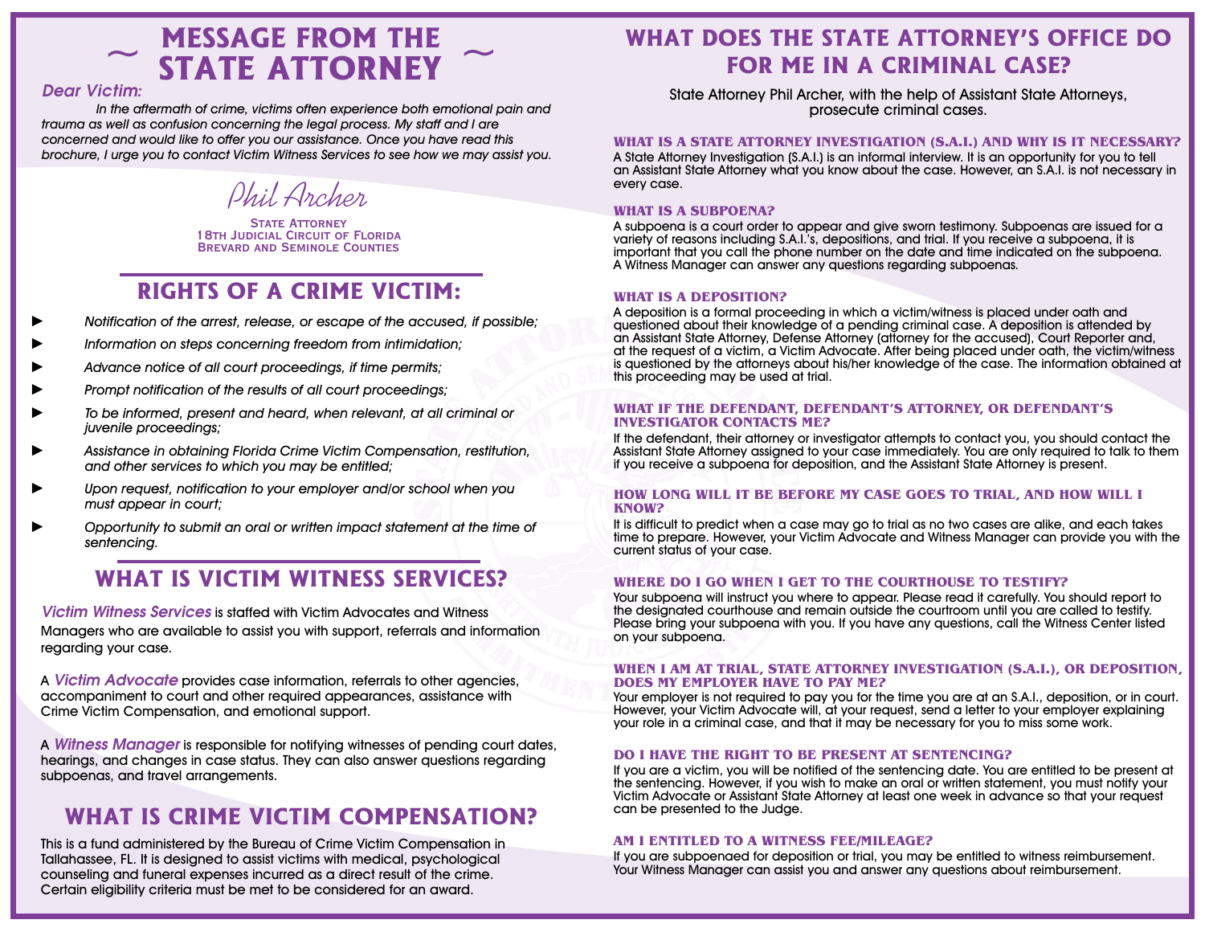# ~ MESSAGE FROM THE STATE ATTORNEY ~

*Dear Victim:*

*In the aftermath of crime, victims often experience both emotional pain and trauma as well as confusion concerning the legal process. My staff and I are concerned and would like to offer you our assistance. Once you have read this brochure, I urge you to contact Victim Witness Services to see how we may assist you.*

*Phil Archer*

State Attorney
18th Judicial Circuit of Florida
Brevard and Seminole Counties

## RIGHTS OF A CRIME VICTIM:

- *Notification of the arrest, release, or escape of the accused, if possible;*
- *Information on steps concerning freedom from intimidation;*
- *Advance notice of all court proceedings, if time permits;*
- *Prompt notification of the results of all court proceedings;*
- *To be informed, present and heard, when relevant, at all criminal or juvenile proceedings;*
- *Assistance in obtaining Florida Crime Victim Compensation, restitution, and other services to which you may be entitled;*
- *Upon request, notification to your employer and/or school when you must appear in court;*
- *Opportunity to submit an oral or written impact statement at the time of sentencing.*

## WHAT IS VICTIM WITNESS SERVICES?

*Victim Witness Services* is staffed with Victim Advocates and Witness Managers who are available to assist you with support, referrals and information regarding your case.

A *Victim Advocate* provides case information, referrals to other agencies, accompaniment to court and other required appearances, assistance with Crime Victim Compensation, and emotional support.

A *Witness Manager* is responsible for notifying witnesses of pending court dates, hearings, and changes in case status. They can also answer questions regarding subpoenas, and travel arrangements.

## WHAT IS CRIME VICTIM COMPENSATION?

This is a fund administered by the Bureau of Crime Victim Compensation in Tallahassee, FL. It is designed to assist victims with medical, psychological counseling and funeral expenses incurred as a direct result of the crime. Certain eligibility criteria must be met to be considered for an award.

## WHAT DOES THE STATE ATTORNEY'S OFFICE DO FOR ME IN A CRIMINAL CASE?

State Attorney Phil Archer, with the help of Assistant State Attorneys, prosecute criminal cases.

### WHAT IS A STATE ATTORNEY INVESTIGATION (S.A.I.) AND WHY IS IT NECESSARY?

A State Attorney Investigation (S.A.I.) is an informal interview. It is an opportunity for you to tell an Assistant State Attorney what you know about the case. However, an S.A.I. is not necessary in every case.

### WHAT IS A SUBPOENA?

A subpoena is a court order to appear and give sworn testimony. Subpoenas are issued for a variety of reasons including S.A.I.'s, depositions, and trial. If you receive a subpoena, it is important that you call the phone number on the date and time indicated on the subpoena. A Witness Manager can answer any questions regarding subpoenas.

### WHAT IS A DEPOSITION?

A deposition is a formal proceeding in which a victim/witness is placed under oath and questioned about their knowledge of a pending criminal case. A deposition is attended by an Assistant State Attorney, Defense Attorney (attorney for the accused), Court Reporter and, at the request of a victim, a Victim Advocate. After being placed under oath, the victim/witness is questioned by the attorneys about his/her knowledge of the case. The information obtained at this proceeding may be used at trial.

### WHAT IF THE DEFENDANT, DEFENDANT'S ATTORNEY, OR DEFENDANT'S INVESTIGATOR CONTACTS ME?

If the defendant, their attorney or investigator attempts to contact you, you should contact the Assistant State Attorney assigned to your case immediately. You are only required to talk to them if you receive a subpoena for deposition, and the Assistant State Attorney is present.

### HOW LONG WILL IT BE BEFORE MY CASE GOES TO TRIAL, AND HOW WILL I KNOW?

It is difficult to predict when a case may go to trial as no two cases are alike, and each takes time to prepare. However, your Victim Advocate and Witness Manager can provide you with the current status of your case.

### WHERE DO I GO WHEN I GET TO THE COURTHOUSE TO TESTIFY?

Your subpoena will instruct you where to appear. Please read it carefully. You should report to the designated courthouse and remain outside the courtroom until you are called to testify. Please bring your subpoena with you. If you have any questions, call the Witness Center listed on your subpoena.

### WHEN I AM AT TRIAL, STATE ATTORNEY INVESTIGATION (S.A.I.), OR DEPOSITION, DOES MY EMPLOYER HAVE TO PAY ME?

Your employer is not required to pay you for the time you are at an S.A.I., deposition, or in court. However, your Victim Advocate will, at your request, send a letter to your employer explaining your role in a criminal case, and that it may be necessary for you to miss some work.

### DO I HAVE THE RIGHT TO BE PRESENT AT SENTENCING?

If you are a victim, you will be notified of the sentencing date. You are entitled to be present at the sentencing. However, if you wish to make an oral or written statement, you must notify your Victim Advocate or Assistant State Attorney at least one week in advance so that your request can be presented to the Judge.

### AM I ENTITLED TO A WITNESS FEE/MILEAGE?

If you are subpoenaed for deposition or trial, you may be entitled to witness reimbursement. Your Witness Manager can assist you and answer any questions about reimbursement.